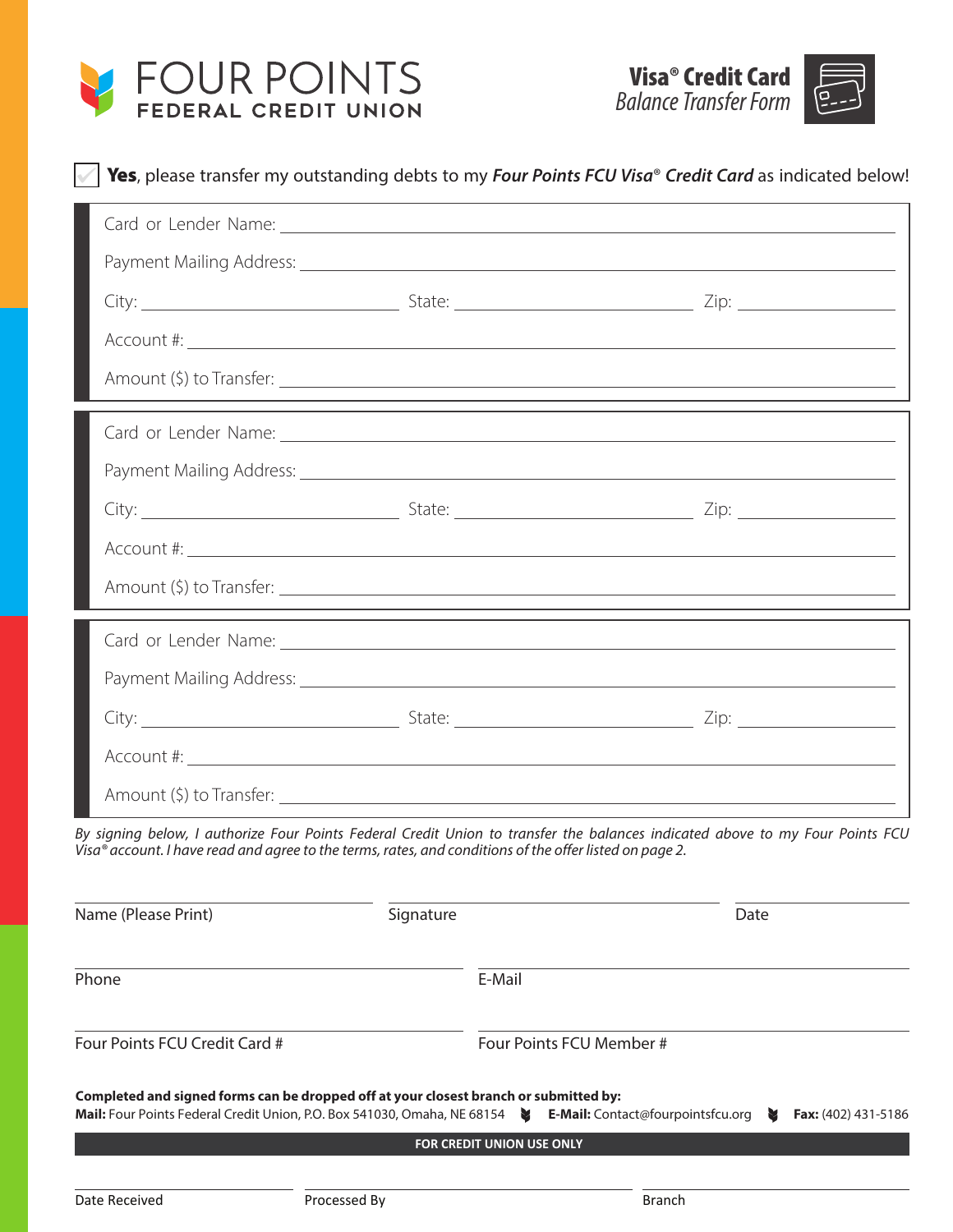# FOUR POINTS FEDERAL CREDIT UNION

## Visa® Credit Card Balance Transfer Form

☑ **Yes**, please transfer my outstanding debts to my ***Four Points FCU Visa® Credit Card*** as indicated below!

Card or Lender Name: ____________________

Payment Mailing Address: ____________________

City: __________ State: __________ Zip: __________

Account #: ____________________

Amount ($) to Transfer: ____________________

---

Card or Lender Name: ____________________

Payment Mailing Address: ____________________

City: __________ State: __________ Zip: __________

Account #: ____________________

Amount ($) to Transfer: ____________________

---

Card or Lender Name: ____________________

Payment Mailing Address: ____________________

City: __________ State: __________ Zip: __________

Account #: ____________________

Amount ($) to Transfer: ____________________

---

*By signing below, I authorize Four Points Federal Credit Union to transfer the balances indicated above to my Four Points FCU Visa® account. I have read and agree to the terms, rates, and conditions of the offer listed on page 2.*

Name (Please Print) ____________________ Signature ____________________ Date __________

Phone ____________________ E-Mail ____________________

Four Points FCU Credit Card # ____________________ Four Points FCU Member # ____________________

**Completed and signed forms can be dropped off at your closest branch or submitted by:**

**Mail:** Four Points Federal Credit Union, P.O. Box 541030, Omaha, NE 68154 **E-Mail:** Contact@fourpointsfcu.org **Fax:** (402) 431-5186

**FOR CREDIT UNION USE ONLY**

Date Received __________ Processed By __________ Branch __________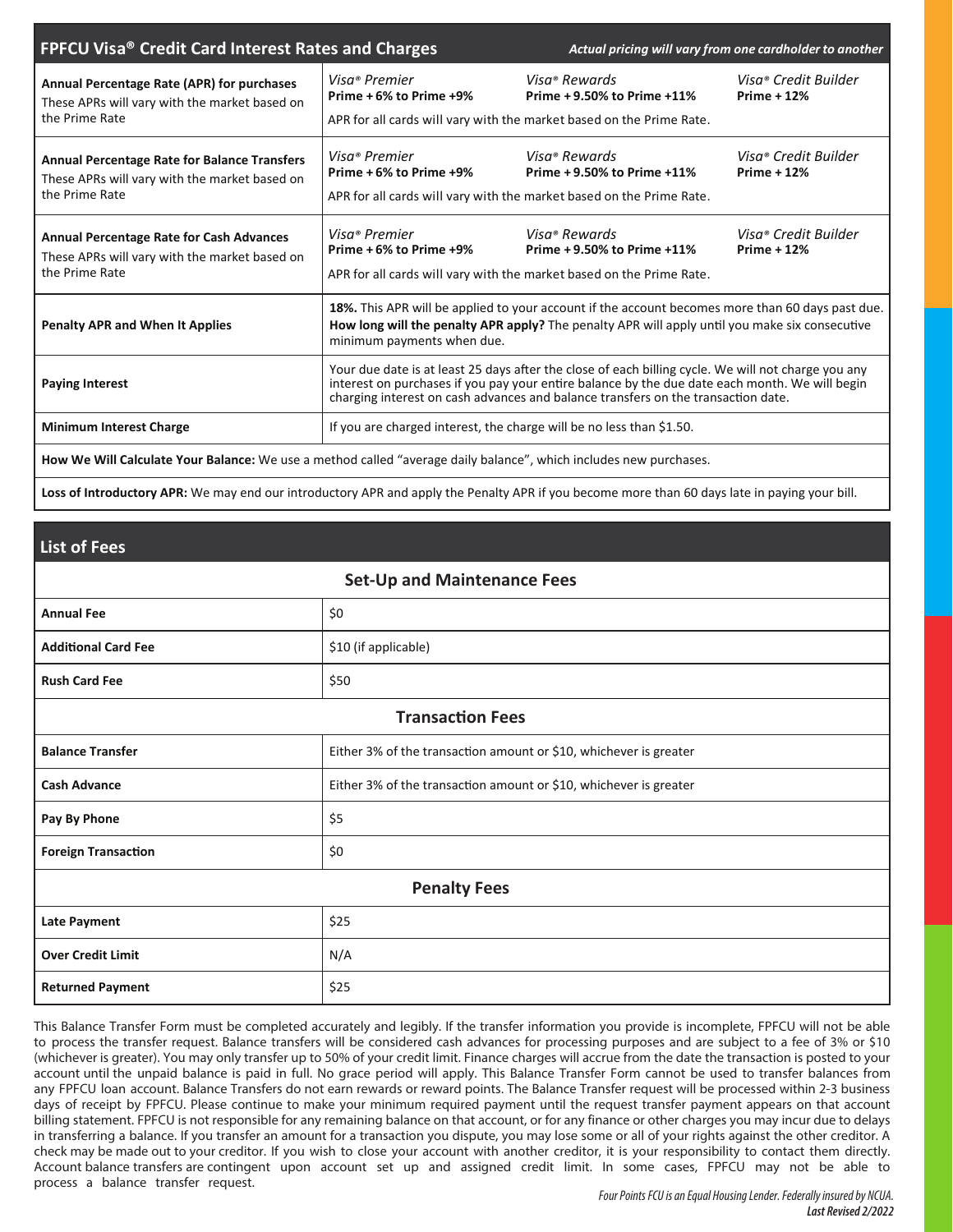## FPFCU Visa® Credit Card Interest Rates and Charges

*Actual pricing will vary from one cardholder to another*

| | | | |
|---|---|---|---|
| **Annual Percentage Rate (APR) for purchases** These APRs will vary with the market based on the Prime Rate | *Visa® Premier* **Prime + 6% to Prime +9%** | *Visa® Rewards* **Prime + 9.50% to Prime +11%** | *Visa® Credit Builder* **Prime + 12%** |
| | APR for all cards will vary with the market based on the Prime Rate. | | |
| **Annual Percentage Rate for Balance Transfers** These APRs will vary with the market based on the Prime Rate | *Visa® Premier* **Prime + 6% to Prime +9%** | *Visa® Rewards* **Prime + 9.50% to Prime +11%** | *Visa® Credit Builder* **Prime + 12%** |
| | APR for all cards will vary with the market based on the Prime Rate. | | |
| **Annual Percentage Rate for Cash Advances** These APRs will vary with the market based on the Prime Rate | *Visa® Premier* **Prime + 6% to Prime +9%** | *Visa® Rewards* **Prime + 9.50% to Prime +11%** | *Visa® Credit Builder* **Prime + 12%** |
| | APR for all cards will vary with the market based on the Prime Rate. | | |
| **Penalty APR and When It Applies** | **18%.** This APR will be applied to your account if the account becomes more than 60 days past due. **How long will the penalty APR apply?** The penalty APR will apply until you make six consecutive minimum payments when due. | | |
| **Paying Interest** | Your due date is at least 25 days after the close of each billing cycle. We will not charge you any interest on purchases if you pay your entire balance by the due date each month. We will begin charging interest on cash advances and balance transfers on the transaction date. | | |
| **Minimum Interest Charge** | If you are charged interest, the charge will be no less than $1.50. | | |

**How We Will Calculate Your Balance:** We use a method called "average daily balance", which includes new purchases.

**Loss of Introductory APR:** We may end our introductory APR and apply the Penalty APR if you become more than 60 days late in paying your bill.

## List of Fees

| | |
|---|---|
| **Set-Up and Maintenance Fees** | |
| **Annual Fee** | $0 |
| **Additional Card Fee** | $10 (if applicable) |
| **Rush Card Fee** | $50 |
| **Transaction Fees** | |
| **Balance Transfer** | Either 3% of the transaction amount or $10, whichever is greater |
| **Cash Advance** | Either 3% of the transaction amount or $10, whichever is greater |
| **Pay By Phone** | $5 |
| **Foreign Transaction** | $0 |
| **Penalty Fees** | |
| **Late Payment** | $25 |
| **Over Credit Limit** | N/A |
| **Returned Payment** | $25 |

This Balance Transfer Form must be completed accurately and legibly. If the transfer information you provide is incomplete, FPFCU will not be able to process the transfer request. Balance transfers will be considered cash advances for processing purposes and are subject to a fee of 3% or $10 (whichever is greater). You may only transfer up to 50% of your credit limit. Finance charges will accrue from the date the transaction is posted to your account until the unpaid balance is paid in full. No grace period will apply. This Balance Transfer Form cannot be used to transfer balances from any FPFCU loan account. Balance Transfers do not earn rewards or reward points. The Balance Transfer request will be processed within 2-3 business days of receipt by FPFCU. Please continue to make your minimum required payment until the request transfer payment appears on that account billing statement. FPFCU is not responsible for any remaining balance on that account, or for any finance or other charges you may incur due to delays in transferring a balance. If you transfer an amount for a transaction you dispute, you may lose some or all of your rights against the other creditor. A check may be made out to your creditor. If you wish to close your account with another creditor, it is your responsibility to contact them directly. Account balance transfers are contingent upon account set up and assigned credit limit. In some cases, FPFCU may not be able to process a balance transfer request.

*Four Points FCU is an Equal Housing Lender. Federally insured by NCUA.*
***Last Revised 2/2022***